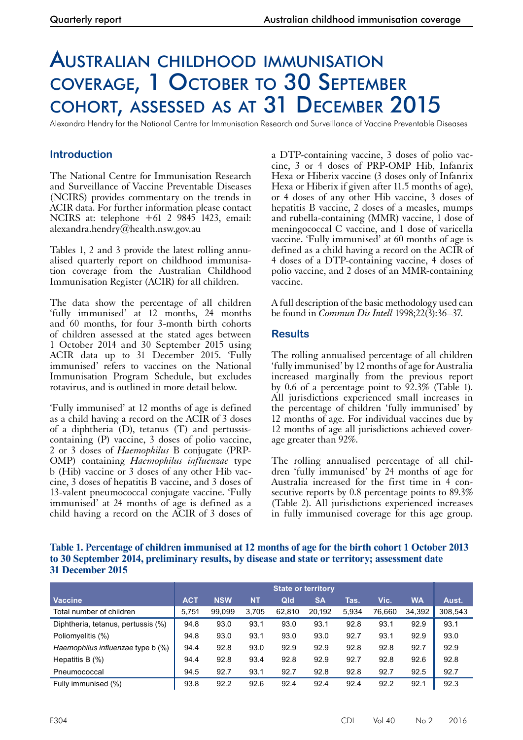# Australian childhood immunisation coverage, 1 October to 30 September cohort, assessed as at 31 December 2015

Alexandra Hendry for the National Centre for Immunisation Research and Surveillance of Vaccine Preventable Diseases

## Introduction

The National Centre for Immunisation Research and Surveillance of Vaccine Preventable Diseases (NCIRS) provides commentary on the trends in ACIR data. For further information please contact NCIRS at: telephone +61 2 9845 1423, email: alexandra.hendry@health.nsw.gov.au

Tables 1, 2 and 3 provide the latest rolling annualised quarterly report on childhood immunisation coverage from the Australian Childhood Immunisation Register (ACIR) for all children.

The data show the percentage of all children 'fully immunised' at 12 months, 24 months and 60 months, for four 3-month birth cohorts of children assessed at the stated ages between 1 October 2014 and 30 September 2015 using ACIR data up to 31 December 2015. 'Fully immunised' refers to vaccines on the National Immunisation Program Schedule, but excludes rotavirus, and is outlined in more detail below.

'Fully immunised' at 12 months of age is defined as a child having a record on the ACIR of 3 doses of a diphtheria (D), tetanus (T) and pertussis-containing (P) vaccine, 3 doses of polio vaccine, 2 or 3 doses of *Haemophilus* B conjugate (PRP-OMP) containing *Haemophilus influenzae* type b (Hib) vaccine or 3 doses of any other Hib vaccine, 3 doses of hepatitis B vaccine, and 3 doses of 13-valent pneumococcal conjugate vaccine. 'Fully immunised' at 24 months of age is defined as a child having a record on the ACIR of 3 doses of a DTP-containing vaccine, 3 doses of polio vaccine, 3 or 4 doses of PRP-OMP Hib, Infanrix Hexa or Hiberix vaccine (3 doses only of Infanrix Hexa or Hiberix if given after 11.5 months of age), or 4 doses of any other Hib vaccine, 3 doses of hepatitis B vaccine, 2 doses of a measles, mumps and rubella-containing (MMR) vaccine, 1 dose of meningococcal C vaccine, and 1 dose of varicella vaccine. 'Fully immunised' at 60 months of age is defined as a child having a record on the ACIR of 4 doses of a DTP-containing vaccine, 4 doses of polio vaccine, and 2 doses of an MMR-containing vaccine.

A full description of the basic methodology used can be found in *Commun Dis Intell* 1998;22(3):36–37.

## Results

The rolling annualised percentage of all children 'fully immunised' by 12 months of age for Australia increased marginally from the previous report by 0.6 of a percentage point to 92.3% (Table 1). All jurisdictions experienced small increases in the percentage of children 'fully immunised' by 12 months of age. For individual vaccines due by 12 months of age all jurisdictions achieved coverage greater than 92%.

The rolling annualised percentage of all children 'fully immunised' by 24 months of age for Australia increased for the first time in 4 consecutive reports by 0.8 percentage points to 89.3% (Table 2). All jurisdictions experienced increases in fully immunised coverage for this age group.

**Table 1. Percentage of children immunised at 12 months of age for the birth cohort 1 October 2013 to 30 September 2014, preliminary results, by disease and state or territory; assessment date 31 December 2015**

| | State or territory | | | | | | | | |
|---|---|---|---|---|---|---|---|---|---|
| Vaccine | ACT | NSW | NT | Qld | SA | Tas. | Vic. | WA | Aust. |
| Total number of children | 5,751 | 99,099 | 3,705 | 62,810 | 20,192 | 5,934 | 76,660 | 34,392 | 308,543 |
| Diphtheria, tetanus, pertussis (%) | 94.8 | 93.0 | 93.1 | 93.0 | 93.1 | 92.8 | 93.1 | 92.9 | 93.1 |
| Poliomyelitis (%) | 94.8 | 93.0 | 93.1 | 93.0 | 93.0 | 92.7 | 93.1 | 92.9 | 93.0 |
| *Haemophilus influenzae* type b (%) | 94.4 | 92.8 | 93.0 | 92.9 | 92.9 | 92.8 | 92.8 | 92.7 | 92.9 |
| Hepatitis B (%) | 94.4 | 92.8 | 93.4 | 92.8 | 92.9 | 92.7 | 92.8 | 92.6 | 92.8 |
| Pneumococcal | 94.5 | 92.7 | 93.1 | 92.7 | 92.8 | 92.8 | 92.7 | 92.5 | 92.7 |
| Fully immunised (%) | 93.8 | 92.2 | 92.6 | 92.4 | 92.4 | 92.4 | 92.2 | 92.1 | 92.3 |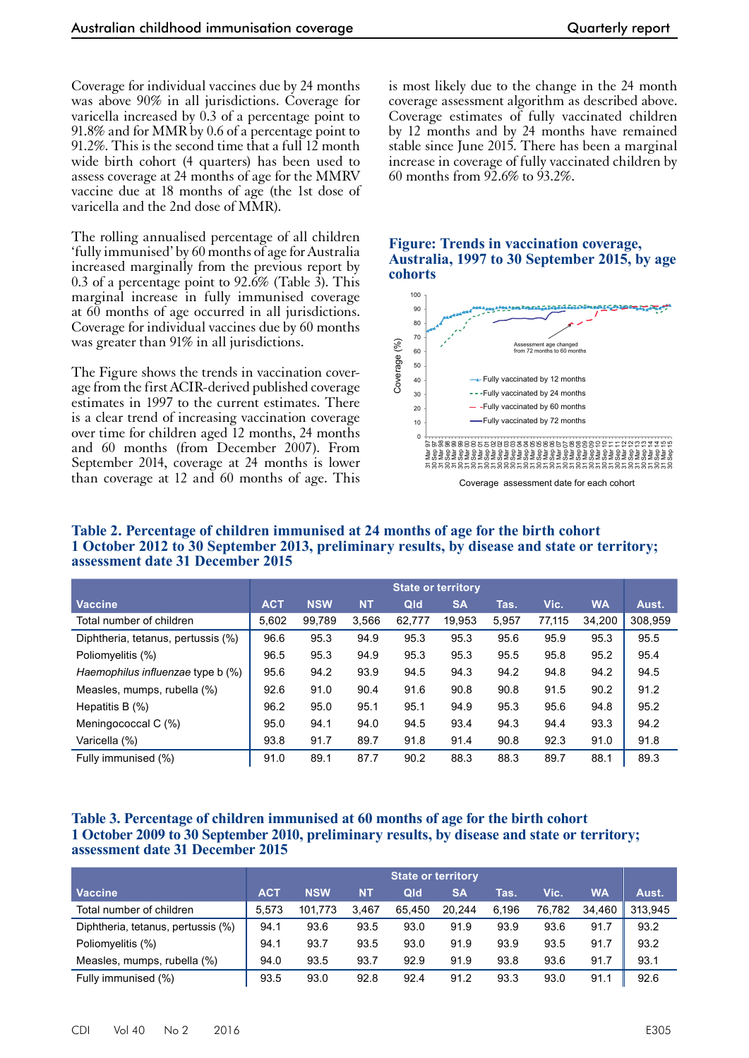Coverage for individual vaccines due by 24 months was above 90% in all jurisdictions. Coverage for varicella increased by 0.3 of a percentage point to 91.8% and for MMR by 0.6 of a percentage point to 91.2%. This is the second time that a full 12 month wide birth cohort (4 quarters) has been used to assess coverage at 24 months of age for the MMRV vaccine due at 18 months of age (the 1st dose of varicella and the 2nd dose of MMR).

The rolling annualised percentage of all children 'fully immunised' by 60 months of age for Australia increased marginally from the previous report by 0.3 of a percentage point to 92.6% (Table 3). This marginal increase in fully immunised coverage at 60 months of age occurred in all jurisdictions. Coverage for individual vaccines due by 60 months was greater than 91% in all jurisdictions.

The Figure shows the trends in vaccination coverage from the first ACIR-derived published coverage estimates in 1997 to the current estimates. There is a clear trend of increasing vaccination coverage over time for children aged 12 months, 24 months and 60 months (from December 2007). From September 2014, coverage at 24 months is lower than coverage at 12 and 60 months of age. This is most likely due to the change in the 24 month coverage assessment algorithm as described above. Coverage estimates of fully vaccinated children by 12 months and by 24 months have remained stable since June 2015. There has been a marginal increase in coverage of fully vaccinated children by 60 months from 92.6% to 93.2%.

### Figure: Trends in vaccination coverage, Australia, 1997 to 30 September 2015, by age cohorts

Coverage (%)

Assessment age changed from 72 months to 60 months

Fully vaccinated by 12 months
Fully vaccinated by 24 months
Fully vaccinated by 60 months
Fully vaccinated by 72 months

Coverage assessment date for each cohort

### Table 2. Percentage of children immunised at 24 months of age for the birth cohort 1 October 2012 to 30 September 2013, preliminary results, by disease and state or territory; assessment date 31 December 2015

| Vaccine | State or territory | | | | | | | | Aust. |
|---|---|---|---|---|---|---|---|---|---|
| | ACT | NSW | NT | Qld | SA | Tas. | Vic. | WA | |
| Total number of children | 5,602 | 99,789 | 3,566 | 62,777 | 19,953 | 5,957 | 77,115 | 34,200 | 308,959 |
| Diphtheria, tetanus, pertussis (%) | 96.6 | 95.3 | 94.9 | 95.3 | 95.3 | 95.6 | 95.9 | 95.3 | 95.5 |
| Poliomyelitis (%) | 96.5 | 95.3 | 94.9 | 95.3 | 95.3 | 95.5 | 95.8 | 95.2 | 95.4 |
| *Haemophilus influenzae* type b (%) | 95.6 | 94.2 | 93.9 | 94.5 | 94.3 | 94.2 | 94.8 | 94.2 | 94.5 |
| Measles, mumps, rubella (%) | 92.6 | 91.0 | 90.4 | 91.6 | 90.8 | 90.8 | 91.5 | 90.2 | 91.2 |
| Hepatitis B (%) | 96.2 | 95.0 | 95.1 | 95.1 | 94.9 | 95.3 | 95.6 | 94.8 | 95.2 |
| Meningococcal C (%) | 95.0 | 94.1 | 94.0 | 94.5 | 93.4 | 94.3 | 94.4 | 93.3 | 94.2 |
| Varicella (%) | 93.8 | 91.7 | 89.7 | 91.8 | 91.4 | 90.8 | 92.3 | 91.0 | 91.8 |
| Fully immunised (%) | 91.0 | 89.1 | 87.7 | 90.2 | 88.3 | 88.3 | 89.7 | 88.1 | 89.3 |

### Table 3. Percentage of children immunised at 60 months of age for the birth cohort 1 October 2009 to 30 September 2010, preliminary results, by disease and state or territory; assessment date 31 December 2015

| Vaccine | State or territory | | | | | | | | Aust. |
|---|---|---|---|---|---|---|---|---|---|
| | ACT | NSW | NT | Qld | SA | Tas. | Vic. | WA | |
| Total number of children | 5,573 | 101,773 | 3,467 | 65,450 | 20,244 | 6,196 | 76,782 | 34,460 | 313,945 |
| Diphtheria, tetanus, pertussis (%) | 94.1 | 93.6 | 93.5 | 93.0 | 91.9 | 93.9 | 93.6 | 91.7 | 93.2 |
| Poliomyelitis (%) | 94.1 | 93.7 | 93.5 | 93.0 | 91.9 | 93.9 | 93.5 | 91.7 | 93.2 |
| Measles, mumps, rubella (%) | 94.0 | 93.5 | 93.7 | 92.9 | 91.9 | 93.8 | 93.6 | 91.7 | 93.1 |
| Fully immunised (%) | 93.5 | 93.0 | 92.8 | 92.4 | 91.2 | 93.3 | 93.0 | 91.1 | 92.6 |